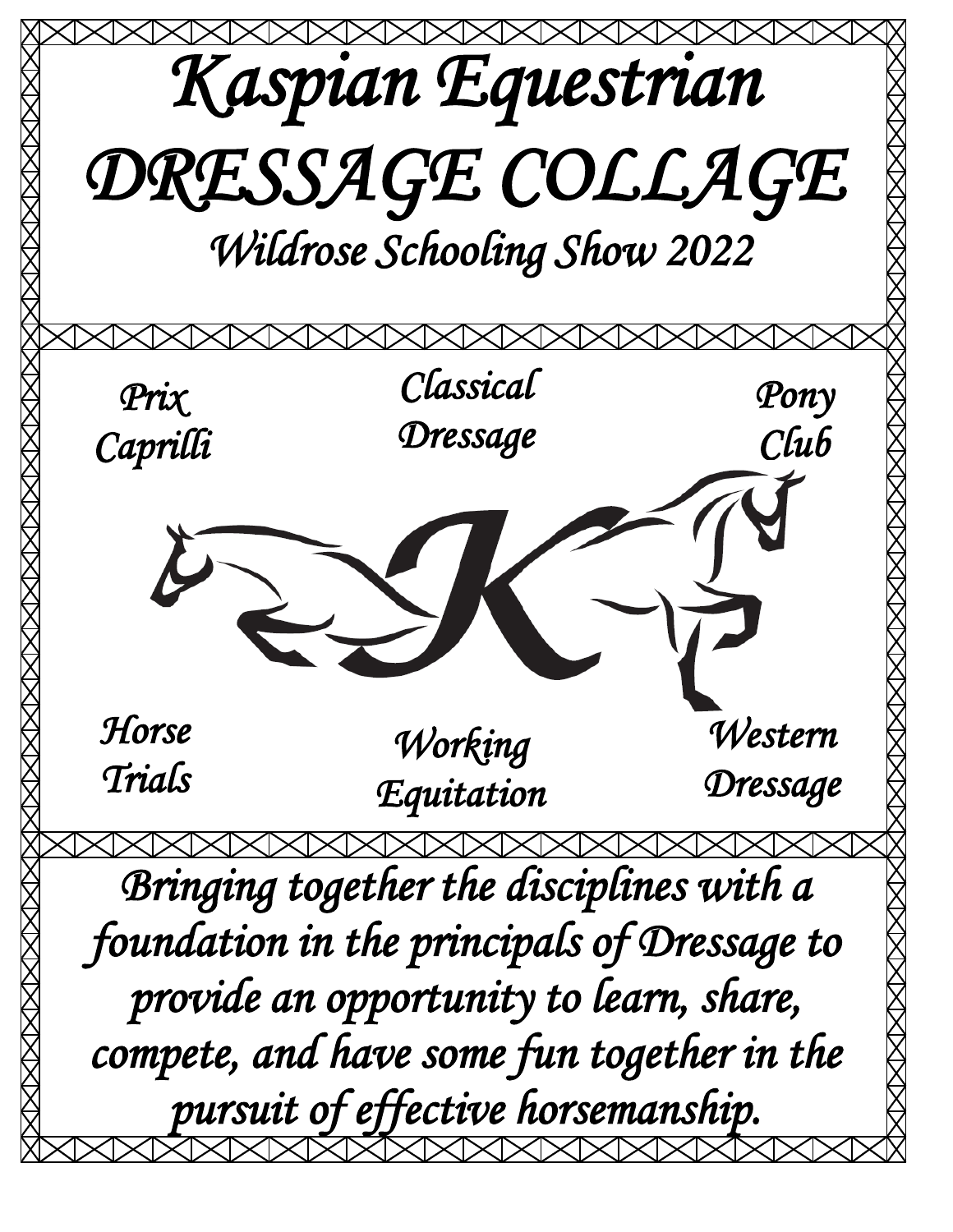# Kaspian Equestrian

# DRESSAGE COLLAGE

## Wildrose Schooling Show 2022

*Prix Caprilli*

*Classical Dressage*

*Pony Club*

*Horse Trials*

*Working Equitation*

*Western Dressage*

*Bringing together the disciplines with a foundation in the principals of Dressage to provide an opportunity to learn, share, compete, and have some fun together in the pursuit of effective horsemanship.*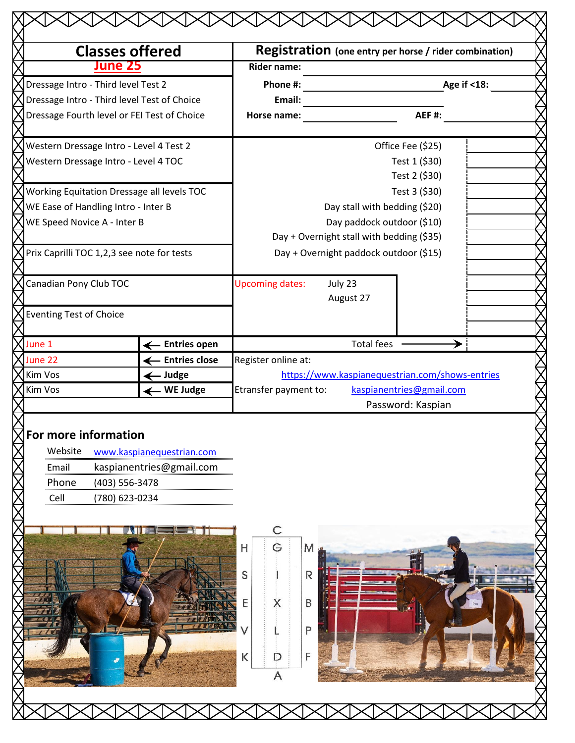## Classes offered

**June 25**

Dressage Intro - Third level Test 2
Dressage Intro - Third level Test of Choice
Dressage Fourth level or FEI Test of Choice

Western Dressage Intro - Level 4 Test 2
Western Dressage Intro - Level 4 TOC

Working Equitation Dressage all levels TOC
WE Ease of Handling Intro - Inter B
WE Speed Novice A - Inter B

Prix Caprilli TOC 1,2,3 see note for tests

Canadian Pony Club TOC

Eventing Test of Choice

| | |
|---|---|
| June 1 | ← **Entries open** |
| June 22 | ← **Entries close** |
| Kim Vos | ← **Judge** |
| Kim Vos | ← **WE Judge** |

## Registration (one entry per horse / rider combination)

**Rider name:** ____________________

**Phone #:** ____________________ **Age if <18:** ________

**Email:** ____________________

**Horse name:** ____________________ **AEF #:** ____________________

| Item | Amount |
|---|---|
| Office Fee ($25) | |
| Test 1 ($30) | |
| Test 2 ($30) | |
| Test 3 ($30) | |
| Day stall with bedding ($20) | |
| Day paddock outdoor ($10) | |
| Day + Overnight stall with bedding ($35) | |
| Day + Overnight paddock outdoor ($15) | |
| Total fees → | |

Upcoming dates: July 23
August 27

Register online at: https://www.kaspianequestrian.com/shows-entries

Etransfer payment to: kaspianentries@gmail.com

Password: Kaspian

## For more information

| | |
|---|---|
| Website | www.kaspianequestrian.com |
| Email | kaspianentries@gmail.com |
| Phone | (403) 556-3478 |
| Cell | (780) 623-0234 |

C
H G M
S I R
E X B
V L P
K D F
A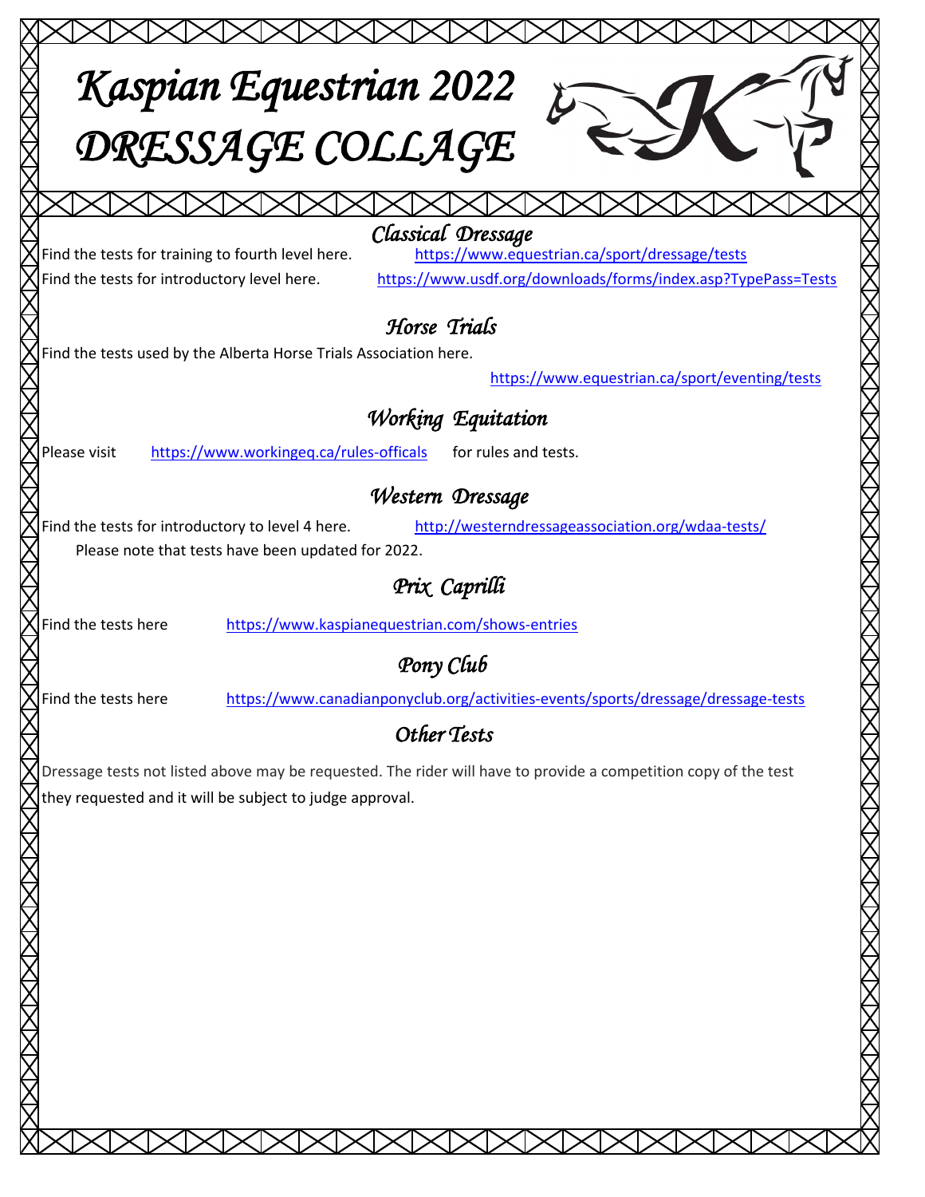# Kaspian Equestrian 2022 DRESSAGE COLLAGE

## Classical Dressage

Find the tests for training to fourth level here. https://www.equestrian.ca/sport/dressage/tests

Find the tests for introductory level here. https://www.usdf.org/downloads/forms/index.asp?TypePass=Tests

## Horse Trials

Find the tests used by the Alberta Horse Trials Association here.

https://www.equestrian.ca/sport/eventing/tests

## Working Equitation

Please visit https://www.workingeq.ca/rules-officals for rules and tests.

## Western Dressage

Find the tests for introductory to level 4 here. http://westerndressageassociation.org/wdaa-tests/

Please note that tests have been updated for 2022.

## Prix Caprilli

Find the tests here https://www.kaspianequestrian.com/shows-entries

## Pony Club

Find the tests here https://www.canadianponyclub.org/activities-events/sports/dressage/dressage-tests

## Other Tests

Dressage tests not listed above may be requested. The rider will have to provide a competition copy of the test they requested and it will be subject to judge approval.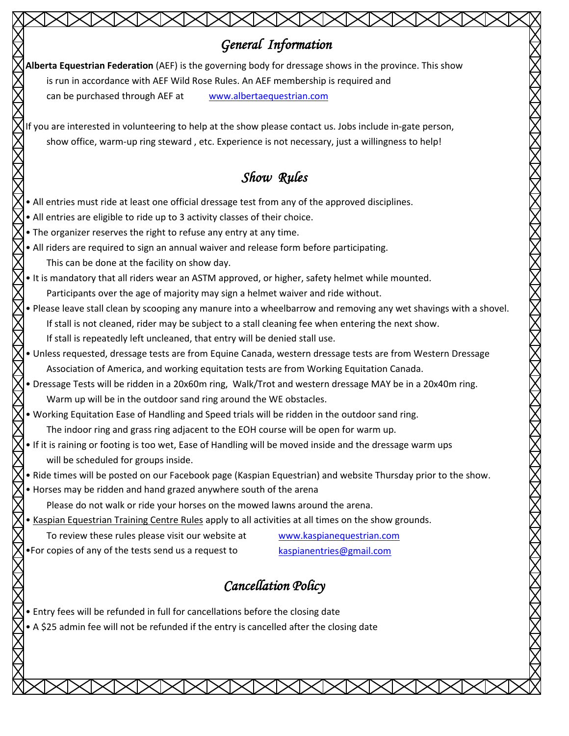## General Information

**Alberta Equestrian Federation** (AEF) is the governing body for dressage shows in the province. This show is run in accordance with AEF Wild Rose Rules. An AEF membership is required and can be purchased through AEF at www.albertaequestrian.com

If you are interested in volunteering to help at the show please contact us. Jobs include in-gate person, show office, warm-up ring steward , etc. Experience is not necessary, just a willingness to help!

## Show Rules

- All entries must ride at least one official dressage test from any of the approved disciplines.
- All entries are eligible to ride up to 3 activity classes of their choice.
- The organizer reserves the right to refuse any entry at any time.
- All riders are required to sign an annual waiver and release form before participating. This can be done at the facility on show day.
- It is mandatory that all riders wear an ASTM approved, or higher, safety helmet while mounted. Participants over the age of majority may sign a helmet waiver and ride without.
- Please leave stall clean by scooping any manure into a wheelbarrow and removing any wet shavings with a shovel. If stall is not cleaned, rider may be subject to a stall cleaning fee when entering the next show. If stall is repeatedly left uncleaned, that entry will be denied stall use.
- Unless requested, dressage tests are from Equine Canada, western dressage tests are from Western Dressage Association of America, and working equitation tests are from Working Equitation Canada.
- Dressage Tests will be ridden in a 20x60m ring, Walk/Trot and western dressage MAY be in a 20x40m ring. Warm up will be in the outdoor sand ring around the WE obstacles.
- Working Equitation Ease of Handling and Speed trials will be ridden in the outdoor sand ring. The indoor ring and grass ring adjacent to the EOH course will be open for warm up.
- If it is raining or footing is too wet, Ease of Handling will be moved inside and the dressage warm ups will be scheduled for groups inside.
- Ride times will be posted on our Facebook page (Kaspian Equestrian) and website Thursday prior to the show.
- Horses may be ridden and hand grazed anywhere south of the arena. Please do not walk or ride your horses on the mowed lawns around the arena.
- Kaspian Equestrian Training Centre Rules apply to all activities at all times on the show grounds. To review these rules please visit our website at www.kaspianequestrian.com
- For copies of any of the tests send us a request to kaspianentries@gmail.com

## Cancellation Policy

- Entry fees will be refunded in full for cancellations before the closing date
- A $25 admin fee will not be refunded if the entry is cancelled after the closing date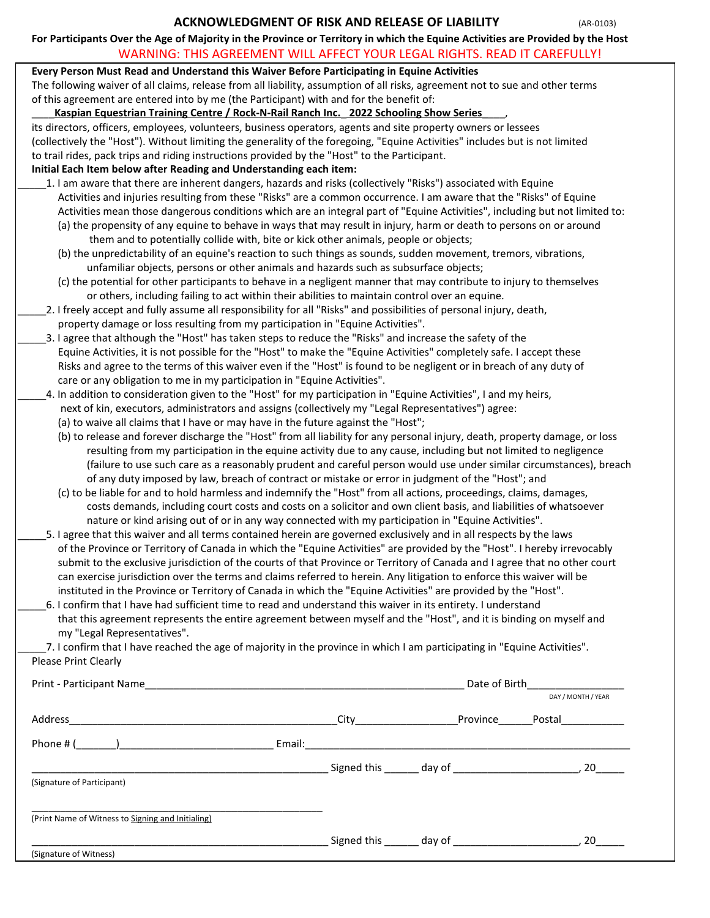# ACKNOWLEDGMENT OF RISK AND RELEASE OF LIABILITY

(AR-0103)

**For Participants Over the Age of Majority in the Province or Territory in which the Equine Activities are Provided by the Host**

WARNING: THIS AGREEMENT WILL AFFECT YOUR LEGAL RIGHTS. READ IT CAREFULLY!

**Every Person Must Read and Understand this Waiver Before Participating in Equine Activities**

The following waiver of all claims, release from all liability, assumption of all risks, agreement not to sue and other terms of this agreement are entered into by me (the Participant) with and for the benefit of:

____**Kaspian Equestrian Training Centre / Rock-N-Rail Ranch Inc. 2022 Schooling Show Series**____,

its directors, officers, employees, volunteers, business operators, agents and site property owners or lessees (collectively the "Host"). Without limiting the generality of the foregoing, "Equine Activities" includes but is not limited to trail rides, pack trips and riding instructions provided by the "Host" to the Participant.

**Initial Each Item below after Reading and Understanding each item:**

_____1. I am aware that there are inherent dangers, hazards and risks (collectively "Risks") associated with Equine Activities and injuries resulting from these "Risks" are a common occurrence. I am aware that the "Risks" of Equine Activities mean those dangerous conditions which are an integral part of "Equine Activities", including but not limited to:
   (a) the propensity of any equine to behave in ways that may result in injury, harm or death to persons on or around them and to potentially collide with, bite or kick other animals, people or objects;
   (b) the unpredictability of an equine's reaction to such things as sounds, sudden movement, tremors, vibrations, unfamiliar objects, persons or other animals and hazards such as subsurface objects;
   (c) the potential for other participants to behave in a negligent manner that may contribute to injury to themselves or others, including failing to act within their abilities to maintain control over an equine.

_____2. I freely accept and fully assume all responsibility for all "Risks" and possibilities of personal injury, death, property damage or loss resulting from my participation in "Equine Activities".

_____3. I agree that although the "Host" has taken steps to reduce the "Risks" and increase the safety of the Equine Activities, it is not possible for the "Host" to make the "Equine Activities" completely safe. I accept these Risks and agree to the terms of this waiver even if the "Host" is found to be negligent or in breach of any duty of care or any obligation to me in my participation in "Equine Activities".

_____4. In addition to consideration given to the "Host" for my participation in "Equine Activities", I and my heirs, next of kin, executors, administrators and assigns (collectively my "Legal Representatives") agree:
   (a) to waive all claims that I have or may have in the future against the "Host";
   (b) to release and forever discharge the "Host" from all liability for any personal injury, death, property damage, or loss resulting from my participation in the equine activity due to any cause, including but not limited to negligence (failure to use such care as a reasonably prudent and careful person would use under similar circumstances), breach of any duty imposed by law, breach of contract or mistake or error in judgment of the "Host"; and
   (c) to be liable for and to hold harmless and indemnify the "Host" from all actions, proceedings, claims, damages, costs demands, including court costs and costs on a solicitor and own client basis, and liabilities of whatsoever nature or kind arising out of or in any way connected with my participation in "Equine Activities".

_____5. I agree that this waiver and all terms contained herein are governed exclusively and in all respects by the laws of the Province or Territory of Canada in which the "Equine Activities" are provided by the "Host". I hereby irrevocably submit to the exclusive jurisdiction of the courts of that Province or Territory of Canada and I agree that no other court can exercise jurisdiction over the terms and claims referred to herein. Any litigation to enforce this waiver will be instituted in the Province or Territory of Canada in which the "Equine Activities" are provided by the "Host".

_____6. I confirm that I have had sufficient time to read and understand this waiver in its entirety. I understand that this agreement represents the entire agreement between myself and the "Host", and it is binding on myself and my "Legal Representatives".

_____7. I confirm that I have reached the age of majority in the province in which I am participating in "Equine Activities".

Please Print Clearly

Print - Participant Name______________________________________________ Date of Birth________________
DAY / MONTH / YEAR

Address_________________________________________City_________________Province______Postal___________

Phone # (_______)__________________________ Email:_______________________________________________

_____________________________________________ Signed this ______ day of ____________________, 20_____
(Signature of Participant)

_____________________________________________
(Print Name of Witness to Signing and Initialing)

_____________________________________________ Signed this ______ day of ____________________, 20_____
(Signature of Witness)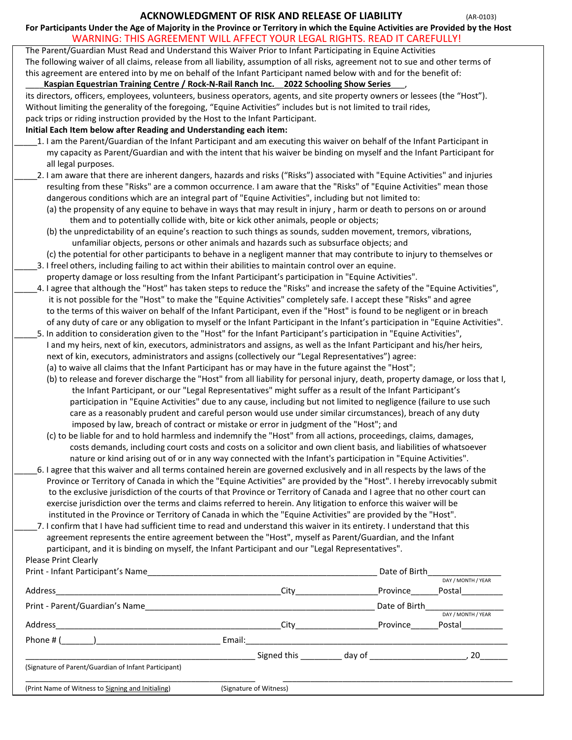# ACKNOWLEDGMENT OF RISK AND RELEASE OF LIABILITY

(AR-0103)

**For Participants Under the Age of Majority in the Province or Territory in which the Equine Activities are Provided by the Host**

WARNING: THIS AGREEMENT WILL AFFECT YOUR LEGAL RIGHTS. READ IT CAREFULLY!

The Parent/Guardian Must Read and Understand this Waiver Prior to Infant Participating in Equine Activities

The following waiver of all claims, release from all liability, assumption of all risks, agreement not to sue and other terms of this agreement are entered into by me on behalf of the Infant Participant named below with and for the benefit of:

____**Kaspian Equestrian Training Centre / Rock-N-Rail Ranch Inc.   2022 Schooling Show Series**___,

its directors, officers, employees, volunteers, business operators, agents, and site property owners or lessees (the "Host"). Without limiting the generality of the foregoing, "Equine Activities" includes but is not limited to trail rides, pack trips or riding instruction provided by the Host to the Infant Participant.

**Initial Each Item below after Reading and Understanding each item:**

_____1. I am the Parent/Guardian of the Infant Participant and am executing this waiver on behalf of the Infant Participant in my capacity as Parent/Guardian and with the intent that his waiver be binding on myself and the Infant Participant for all legal purposes.

_____2. I am aware that there are inherent dangers, hazards and risks ("Risks") associated with "Equine Activities" and injuries resulting from these "Risks" are a common occurrence. I am aware that the "Risks" of "Equine Activities" mean those dangerous conditions which are an integral part of "Equine Activities", including but not limited to:

(a) the propensity of any equine to behave in ways that may result in injury , harm or death to persons on or around them and to potentially collide with, bite or kick other animals, people or objects;

(b) the unpredictability of an equine's reaction to such things as sounds, sudden movement, tremors, vibrations, unfamiliar objects, persons or other animals and hazards such as subsurface objects; and

(c) the potential for other participants to behave in a negligent manner that may contribute to injury to themselves or others, including failing to act within their abilities to maintain control over an equine.

_____3. I freel property damage or loss resulting from the Infant Participant's participation in "Equine Activities".

_____4. I agree that although the "Host" has taken steps to reduce the "Risks" and increase the safety of the "Equine Activities", it is not possible for the "Host" to make the "Equine Activities" completely safe. I accept these "Risks" and agree to the terms of this waiver on behalf of the Infant Participant, even if the "Host" is found to be negligent or in breach of any duty of care or any obligation to myself or the Infant Participant in the Infant's participation in "Equine Activities".

_____5. In addition to consideration given to the "Host" for the Infant Participant's participation in "Equine Activities", I and my heirs, next of kin, executors, administrators and assigns, as well as the Infant Participant and his/her heirs, next of kin, executors, administrators and assigns (collectively our "Legal Representatives") agree:

(a) to waive all claims that the Infant Participant has or may have in the future against the "Host";

(b) to release and forever discharge the "Host" from all liability for personal injury, death, property damage, or loss that I, the Infant Participant, or our "Legal Representatives" might suffer as a result of the Infant Participant's participation in "Equine Activities" due to any cause, including but not limited to negligence (failure to use such care as a reasonably prudent and careful person would use under similar circumstances), breach of any duty imposed by law, breach of contract or mistake or error in judgment of the "Host"; and

(c) to be liable for and to hold harmless and indemnify the "Host" from all actions, proceedings, claims, damages, costs demands, including court costs and costs on a solicitor and own client basis, and liabilities of whatsoever nature or kind arising out of or in any way connected with the Infant's participation in "Equine Activities".

_____6. I agree that this waiver and all terms contained herein are governed exclusively and in all respects by the laws of the Province or Territory of Canada in which the "Equine Activities" are provided by the "Host". I hereby irrevocably submit to the exclusive jurisdiction of the courts of that Province or Territory of Canada and I agree that no other court can exercise jurisdiction over the terms and claims referred to herein. Any litigation to enforce this waiver will be instituted in the Province or Territory of Canada in which the "Equine Activities" are provided by the "Host".

_____7. I confirm that I have had sufficient time to read and understand this waiver in its entirety. I understand that this agreement represents the entire agreement between the "Host", myself as Parent/Guardian, and the Infant participant, and it is binding on myself, the Infant Participant and our "Legal Representatives".

Please Print Clearly

Print - Infant Participant's Name_______________________________________________ Date of Birth_______________ (DAY / MONTH / YEAR)

Address_______________________________________________City________________Province______Postal_________

Print - Parent/Guardian's Name_______________________________________________ Date of Birth_______________ (DAY / MONTH / YEAR)

Address_______________________________________________City________________Province______Postal_________

Phone # (_______)__________________________ Email:_____________________________________________________

_______________________________________________ Signed this _________ day of ____________________, 20______

(Signature of Parent/Guardian of Infant Participant)

_______________________________________________ _______________________________________________

(Print Name of Witness to Signing and Initialing) (Signature of Witness)